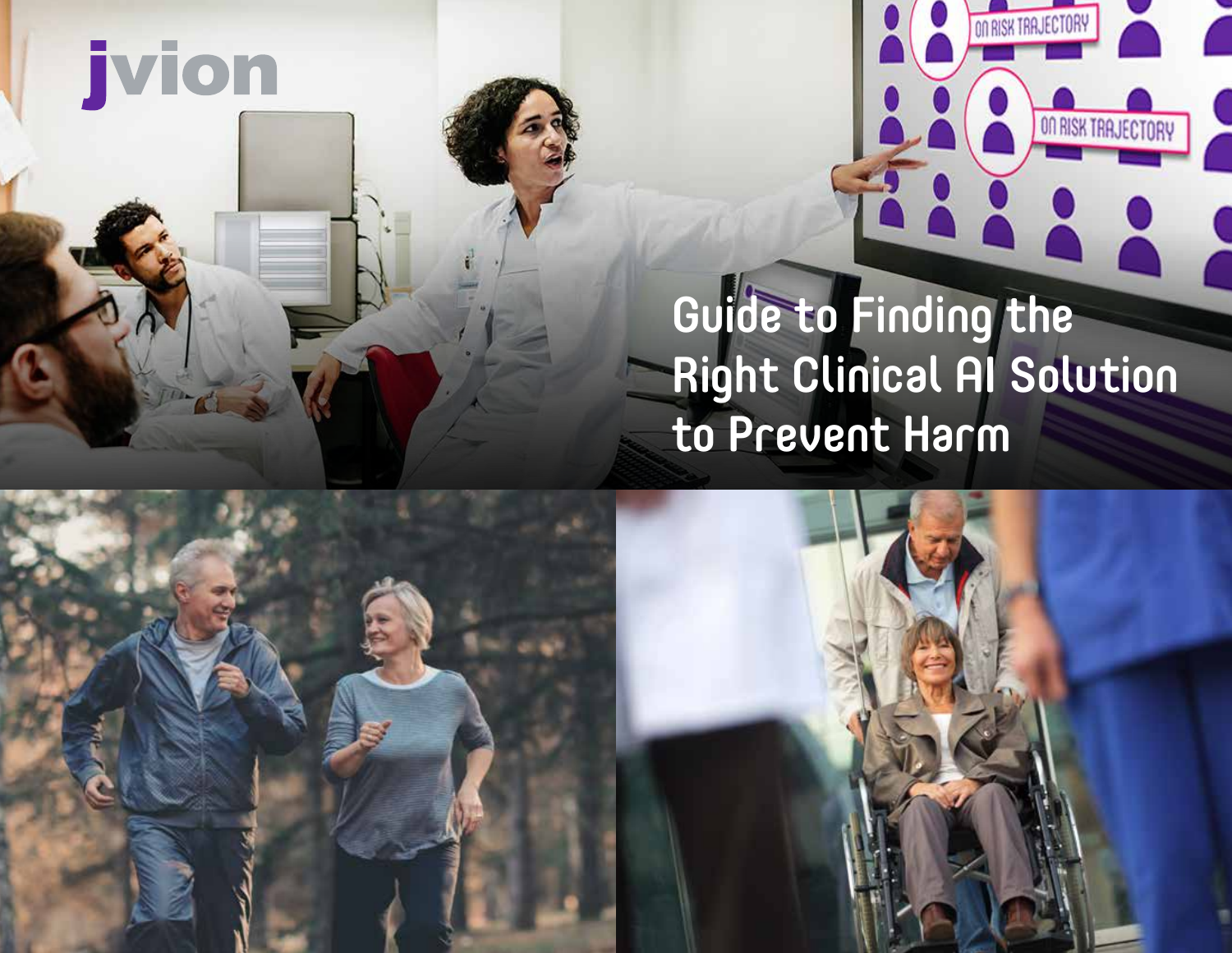jvion

# Guide to Finding the Right Clinical AI Solution to Prevent Harm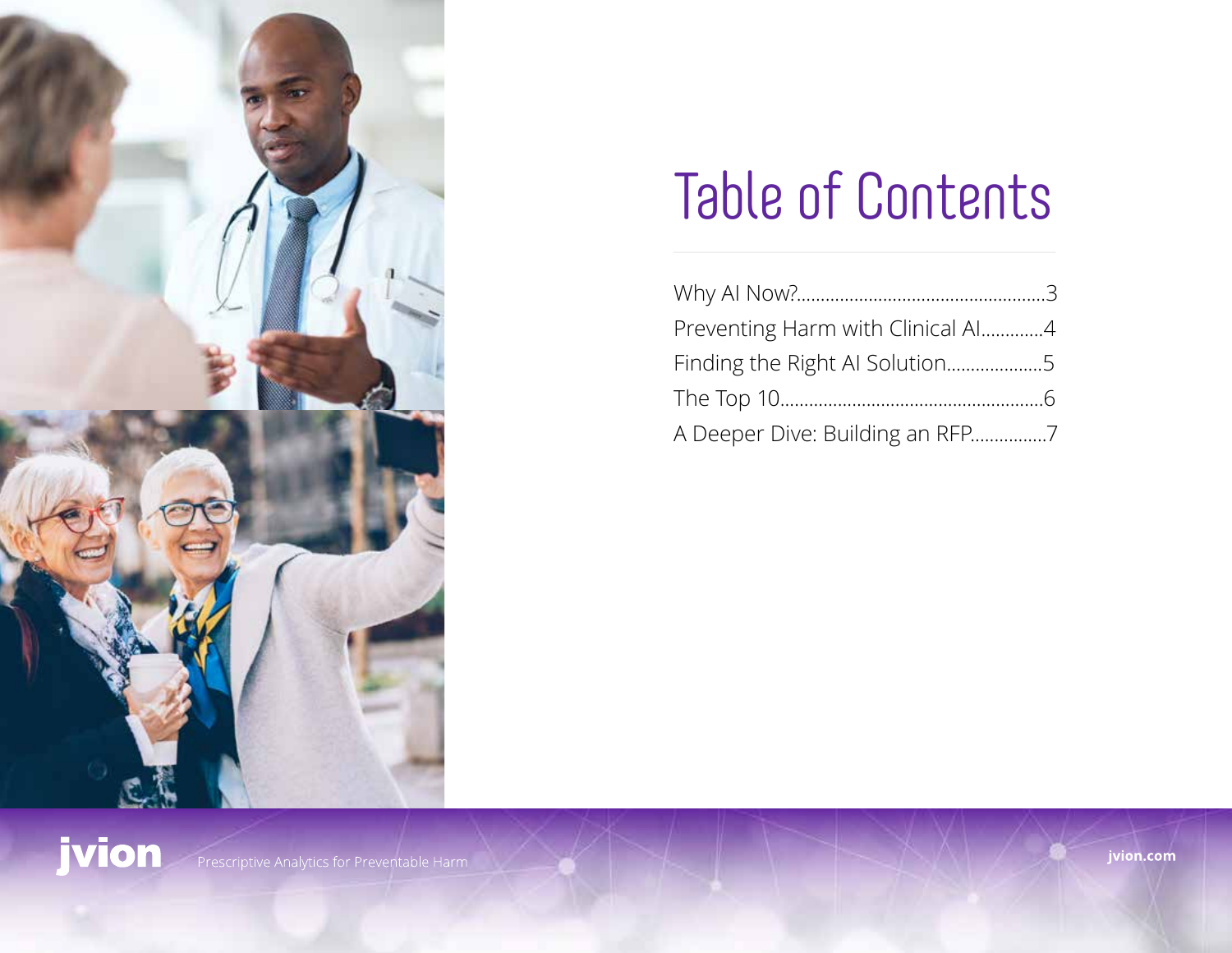# Table of Contents

Why AI Now?....................................................3

Preventing Harm with Clinical AI.............4

Finding the Right AI Solution....................5

The Top 10.......................................................6

A Deeper Dive: Building an RFP................7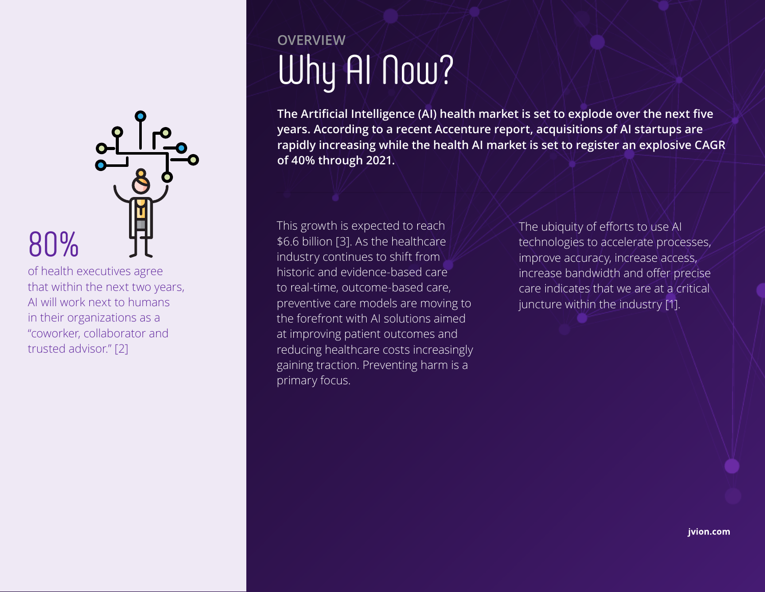80%

of health executives agree that within the next two years, AI will work next to humans in their organizations as a “coworker, collaborator and trusted advisor.” [2]

OVERVIEW

# Why AI Now?

**The Artificial Intelligence (AI) health market is set to explode over the next five years. According to a recent Accenture report, acquisitions of AI startups are rapidly increasing while the health AI market is set to register an explosive CAGR of 40% through 2021.**

This growth is expected to reach $6.6 billion [3]. As the healthcare industry continues to shift from historic and evidence-based care to real-time, outcome-based care, preventive care models are moving to the forefront with AI solutions aimed at improving patient outcomes and reducing healthcare costs increasingly gaining traction. Preventing harm is a primary focus.

The ubiquity of efforts to use AI technologies to accelerate processes, improve accuracy, increase access, increase bandwidth and offer precise care indicates that we are at a critical juncture within the industry [1].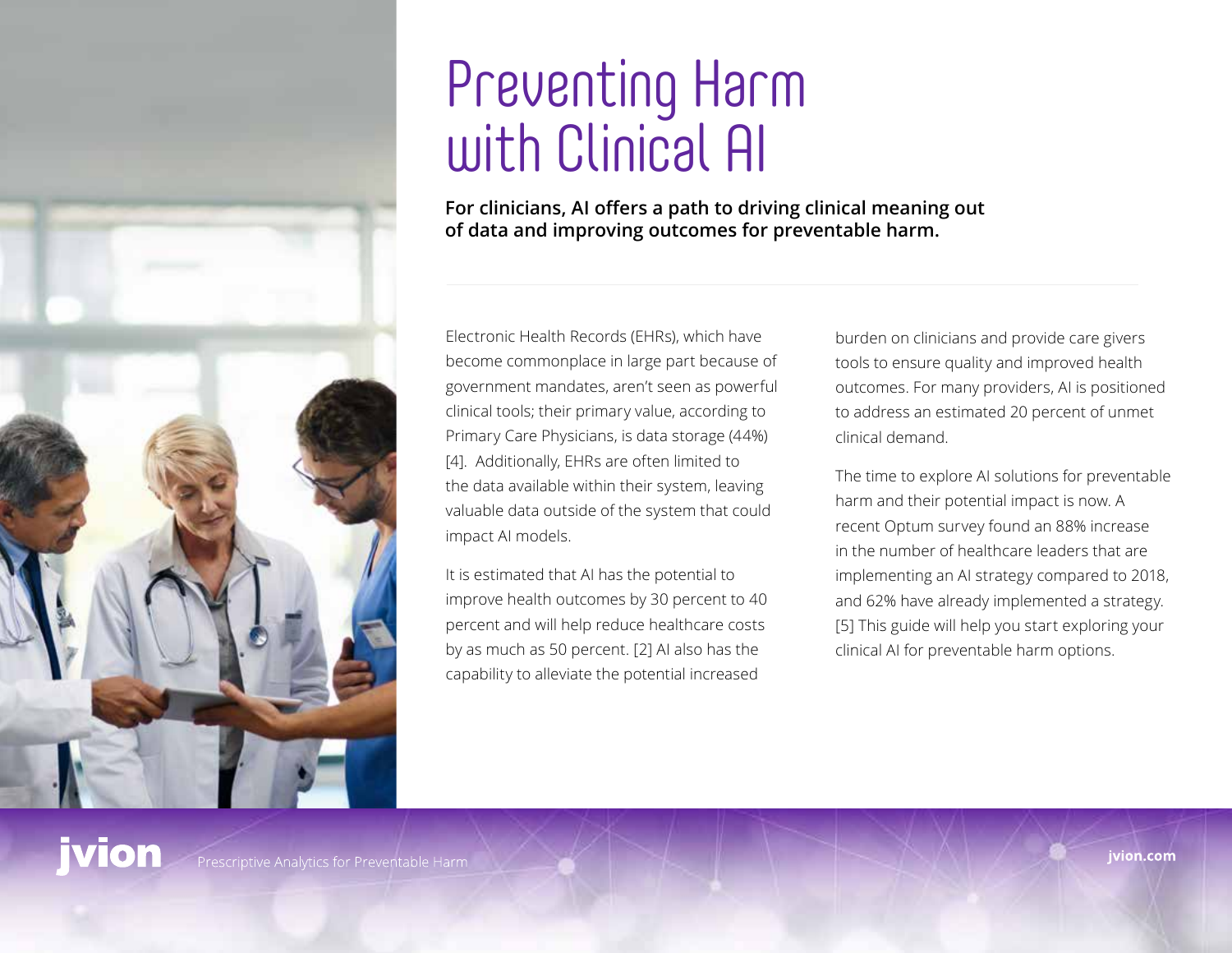# Preventing Harm with Clinical AI

**For clinicians, AI offers a path to driving clinical meaning out of data and improving outcomes for preventable harm.**

Electronic Health Records (EHRs), which have become commonplace in large part because of government mandates, aren't seen as powerful clinical tools; their primary value, according to Primary Care Physicians, is data storage (44%) [4]. Additionally, EHRs are often limited to the data available within their system, leaving valuable data outside of the system that could impact AI models.

It is estimated that AI has the potential to improve health outcomes by 30 percent to 40 percent and will help reduce healthcare costs by as much as 50 percent. [2] AI also has the capability to alleviate the potential increased burden on clinicians and provide care givers tools to ensure quality and improved health outcomes. For many providers, AI is positioned to address an estimated 20 percent of unmet clinical demand.

The time to explore AI solutions for preventable harm and their potential impact is now. A recent Optum survey found an 88% increase in the number of healthcare leaders that are implementing an AI strategy compared to 2018, and 62% have already implemented a strategy. [5] This guide will help you start exploring your clinical AI for preventable harm options.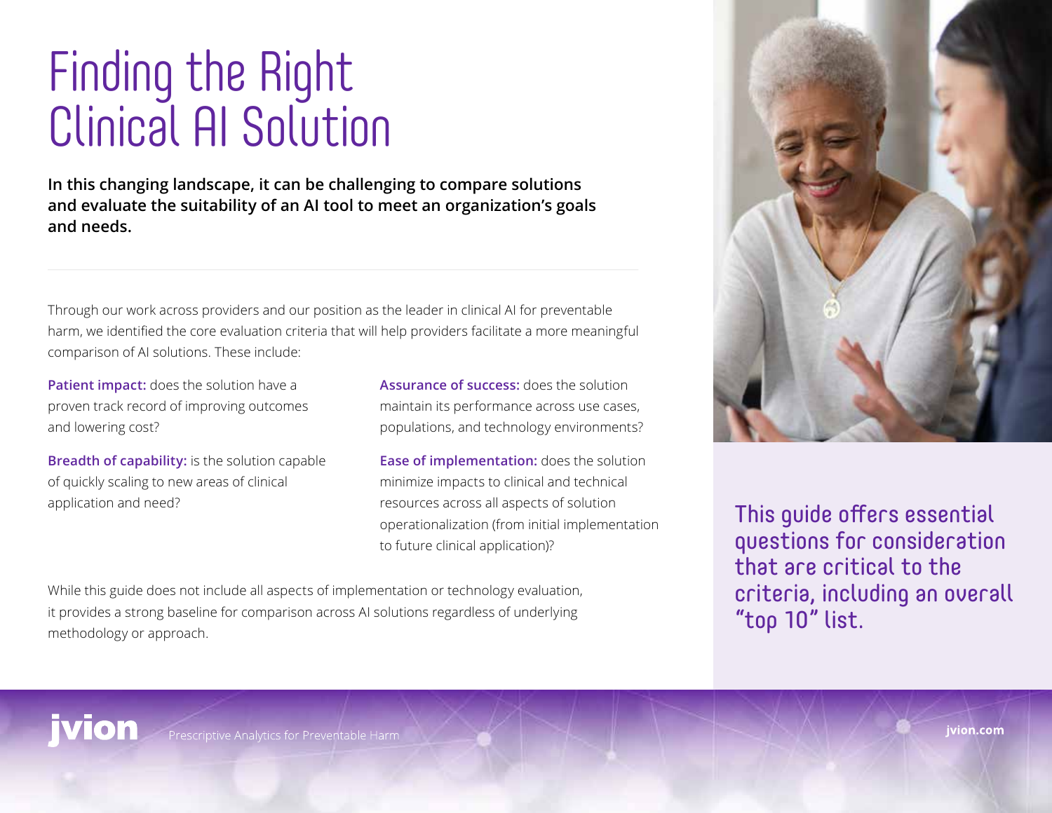# Finding the Right Clinical AI Solution

**In this changing landscape, it can be challenging to compare solutions and evaluate the suitability of an AI tool to meet an organization's goals and needs.**

Through our work across providers and our position as the leader in clinical AI for preventable harm, we identified the core evaluation criteria that will help providers facilitate a more meaningful comparison of AI solutions. These include:

**Patient impact:** does the solution have a proven track record of improving outcomes and lowering cost?

**Breadth of capability:** is the solution capable of quickly scaling to new areas of clinical application and need?

**Assurance of success:** does the solution maintain its performance across use cases, populations, and technology environments?

**Ease of implementation:** does the solution minimize impacts to clinical and technical resources across all aspects of solution operationalization (from initial implementation to future clinical application)?

While this guide does not include all aspects of implementation or technology evaluation, it provides a strong baseline for comparison across AI solutions regardless of underlying methodology or approach.

This guide offers essential questions for consideration that are critical to the criteria, including an overall "top 10" list.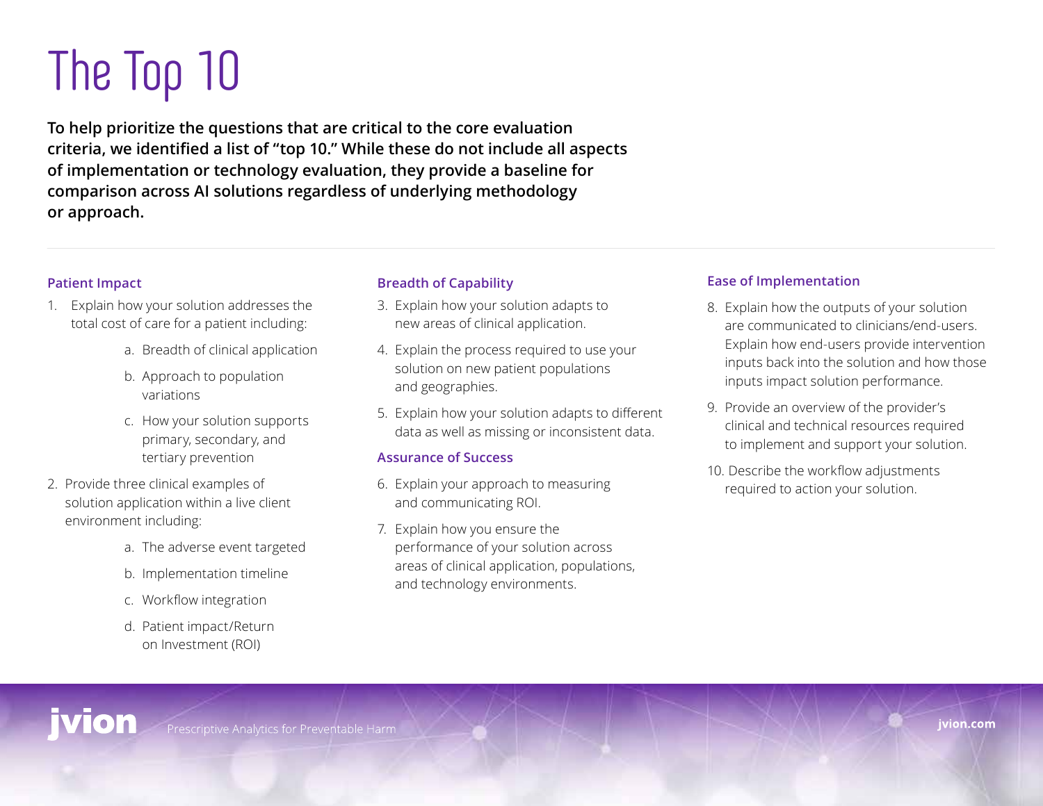# The Top 10

**To help prioritize the questions that are critical to the core evaluation criteria, we identified a list of "top 10." While these do not include all aspects of implementation or technology evaluation, they provide a baseline for comparison across AI solutions regardless of underlying methodology or approach.**

### Patient Impact

1. Explain how your solution addresses the total cost of care for a patient including:
   a. Breadth of clinical application
   b. Approach to population variations
   c. How your solution supports primary, secondary, and tertiary prevention
2. Provide three clinical examples of solution application within a live client environment including:
   a. The adverse event targeted
   b. Implementation timeline
   c. Workflow integration
   d. Patient impact/Return on Investment (ROI)

### Breadth of Capability

3. Explain how your solution adapts to new areas of clinical application.
4. Explain the process required to use your solution on new patient populations and geographies.
5. Explain how your solution adapts to different data as well as missing or inconsistent data.

### Assurance of Success

6. Explain your approach to measuring and communicating ROI.
7. Explain how you ensure the performance of your solution across areas of clinical application, populations, and technology environments.

### Ease of Implementation

8. Explain how the outputs of your solution are communicated to clinicians/end-users. Explain how end-users provide intervention inputs back into the solution and how those inputs impact solution performance.
9. Provide an overview of the provider's clinical and technical resources required to implement and support your solution.
10. Describe the workflow adjustments required to action your solution.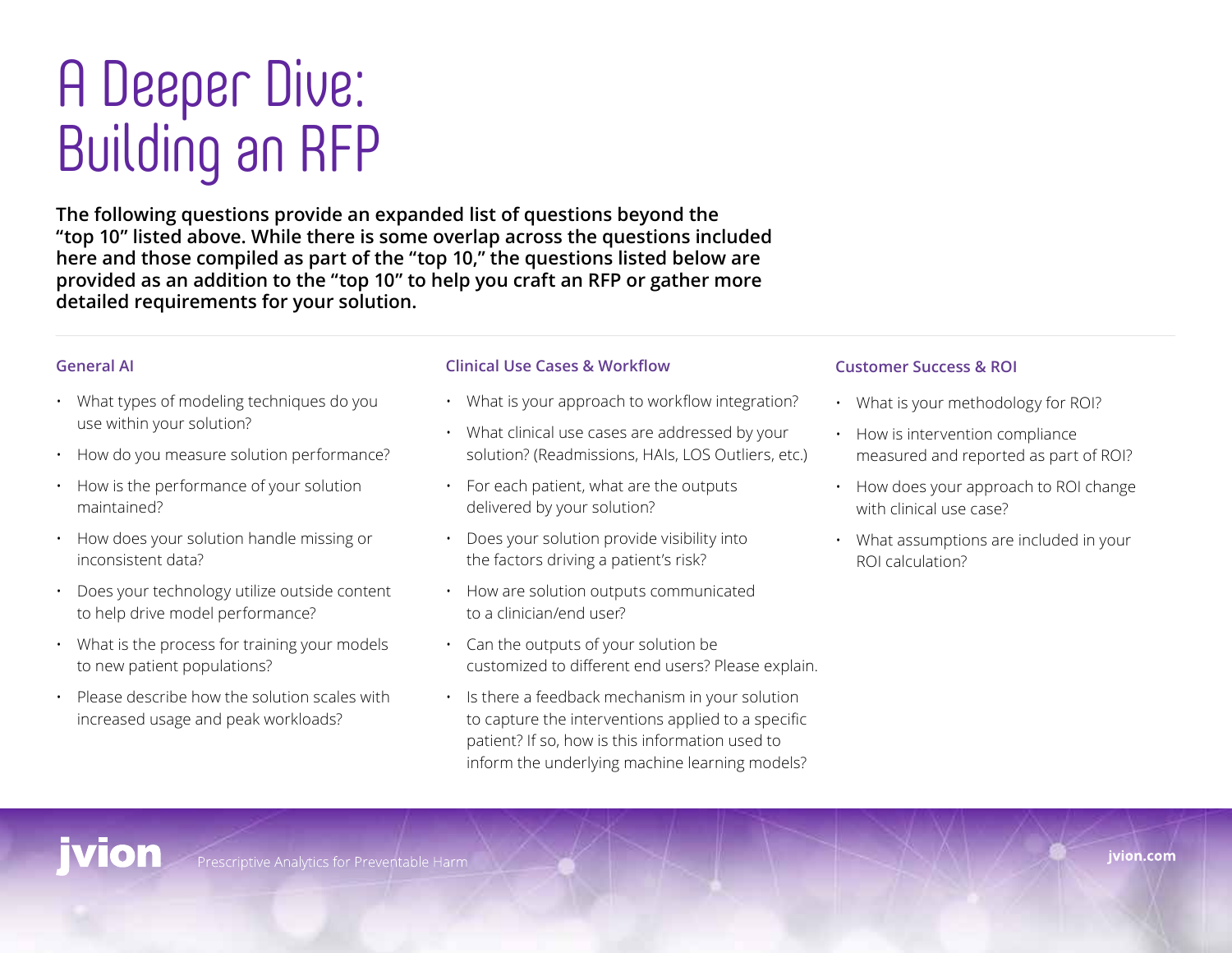# A Deeper Dive: Building an RFP

**The following questions provide an expanded list of questions beyond the "top 10" listed above. While there is some overlap across the questions included here and those compiled as part of the "top 10," the questions listed below are provided as an addition to the "top 10" to help you craft an RFP or gather more detailed requirements for your solution.**

### General AI

- What types of modeling techniques do you use within your solution?
- How do you measure solution performance?
- How is the performance of your solution maintained?
- How does your solution handle missing or inconsistent data?
- Does your technology utilize outside content to help drive model performance?
- What is the process for training your models to new patient populations?
- Please describe how the solution scales with increased usage and peak workloads?

### Clinical Use Cases & Workflow

- What is your approach to workflow integration?
- What clinical use cases are addressed by your solution? (Readmissions, HAIs, LOS Outliers, etc.)
- For each patient, what are the outputs delivered by your solution?
- Does your solution provide visibility into the factors driving a patient's risk?
- How are solution outputs communicated to a clinician/end user?
- Can the outputs of your solution be customized to different end users? Please explain.
- Is there a feedback mechanism in your solution to capture the interventions applied to a specific patient? If so, how is this information used to inform the underlying machine learning models?

### Customer Success & ROI

- What is your methodology for ROI?
- How is intervention compliance measured and reported as part of ROI?
- How does your approach to ROI change with clinical use case?
- What assumptions are included in your ROI calculation?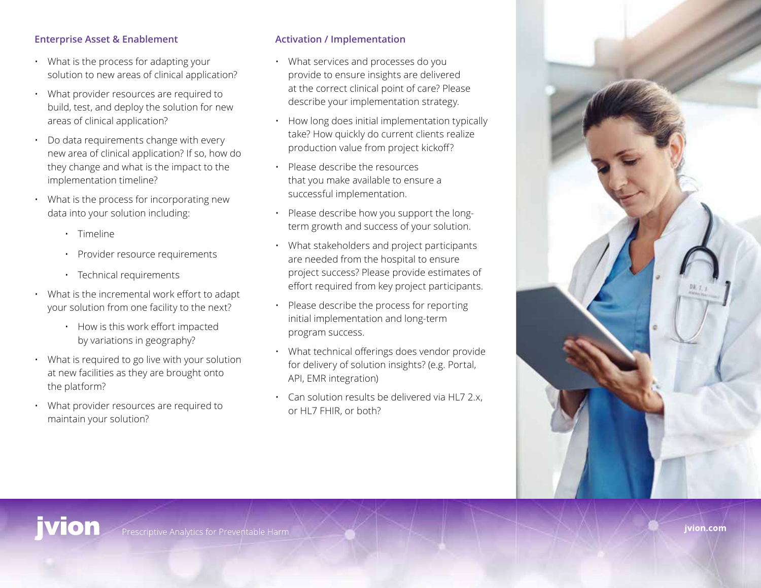## Enterprise Asset & Enablement

- What is the process for adapting your solution to new areas of clinical application?
- What provider resources are required to build, test, and deploy the solution for new areas of clinical application?
- Do data requirements change with every new area of clinical application? If so, how do they change and what is the impact to the implementation timeline?
- What is the process for incorporating new data into your solution including:
    - Timeline
    - Provider resource requirements
    - Technical requirements
- What is the incremental work effort to adapt your solution from one facility to the next?
    - How is this work effort impacted by variations in geography?
- What is required to go live with your solution at new facilities as they are brought onto the platform?
- What provider resources are required to maintain your solution?

## Activation / Implementation

- What services and processes do you provide to ensure insights are delivered at the correct clinical point of care? Please describe your implementation strategy.
- How long does initial implementation typically take? How quickly do current clients realize production value from project kickoff?
- Please describe the resources that you make available to ensure a successful implementation.
- Please describe how you support the long-term growth and success of your solution.
- What stakeholders and project participants are needed from the hospital to ensure project success? Please provide estimates of effort required from key project participants.
- Please describe the process for reporting initial implementation and long-term program success.
- What technical offerings does vendor provide for delivery of solution insights? (e.g. Portal, API, EMR integration)
- Can solution results be delivered via HL7 2.x, or HL7 FHIR, or both?

jvion Prescriptive Analytics for Preventable Harm

jvion.com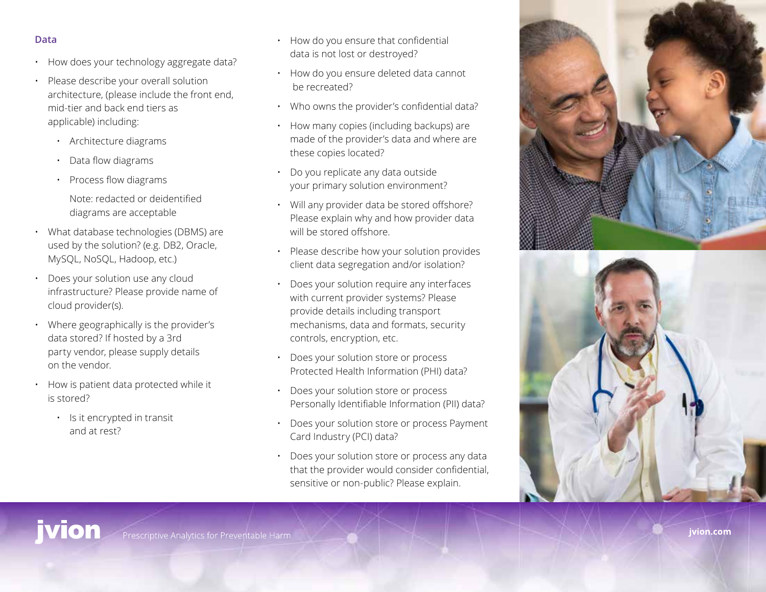## Data

- How does your technology aggregate data?
- Please describe your overall solution architecture, (please include the front end, mid-tier and back end tiers as applicable) including:
  - Architecture diagrams
  - Data flow diagrams
  - Process flow diagrams

    Note: redacted or deidentified diagrams are acceptable
- What database technologies (DBMS) are used by the solution? (e.g. DB2, Oracle, MySQL, NoSQL, Hadoop, etc.)
- Does your solution use any cloud infrastructure? Please provide name of cloud provider(s).
- Where geographically is the provider's data stored? If hosted by a 3rd party vendor, please supply details on the vendor.
- How is patient data protected while it is stored?
  - Is it encrypted in transit and at rest?
- How do you ensure that confidential data is not lost or destroyed?
- How do you ensure deleted data cannot be recreated?
- Who owns the provider's confidential data?
- How many copies (including backups) are made of the provider's data and where are these copies located?
- Do you replicate any data outside your primary solution environment?
- Will any provider data be stored offshore? Please explain why and how provider data will be stored offshore.
- Please describe how your solution provides client data segregation and/or isolation?
- Does your solution require any interfaces with current provider systems? Please provide details including transport mechanisms, data and formats, security controls, encryption, etc.
- Does your solution store or process Protected Health Information (PHI) data?
- Does your solution store or process Personally Identifiable Information (PII) data?
- Does your solution store or process Payment Card Industry (PCI) data?
- Does your solution store or process any data that the provider would consider confidential, sensitive or non-public? Please explain.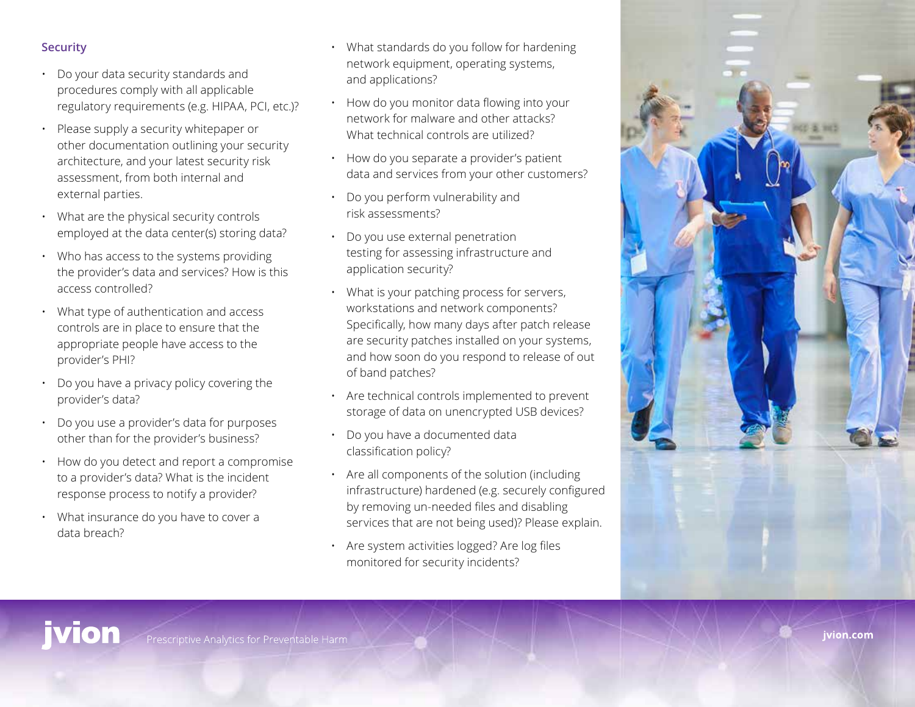## Security

- Do your data security standards and procedures comply with all applicable regulatory requirements (e.g. HIPAA, PCI, etc.)?
- Please supply a security whitepaper or other documentation outlining your security architecture, and your latest security risk assessment, from both internal and external parties.
- What are the physical security controls employed at the data center(s) storing data?
- Who has access to the systems providing the provider's data and services? How is this access controlled?
- What type of authentication and access controls are in place to ensure that the appropriate people have access to the provider's PHI?
- Do you have a privacy policy covering the provider's data?
- Do you use a provider's data for purposes other than for the provider's business?
- How do you detect and report a compromise to a provider's data? What is the incident response process to notify a provider?
- What insurance do you have to cover a data breach?
- What standards do you follow for hardening network equipment, operating systems, and applications?
- How do you monitor data flowing into your network for malware and other attacks? What technical controls are utilized?
- How do you separate a provider's patient data and services from your other customers?
- Do you perform vulnerability and risk assessments?
- Do you use external penetration testing for assessing infrastructure and application security?
- What is your patching process for servers, workstations and network components? Specifically, how many days after patch release are security patches installed on your systems, and how soon do you respond to release of out of band patches?
- Are technical controls implemented to prevent storage of data on unencrypted USB devices?
- Do you have a documented data classification policy?
- Are all components of the solution (including infrastructure) hardened (e.g. securely configured by removing un-needed files and disabling services that are not being used)? Please explain.
- Are system activities logged? Are log files monitored for security incidents?

jvion Prescriptive Analytics for Preventable Harm

jvion.com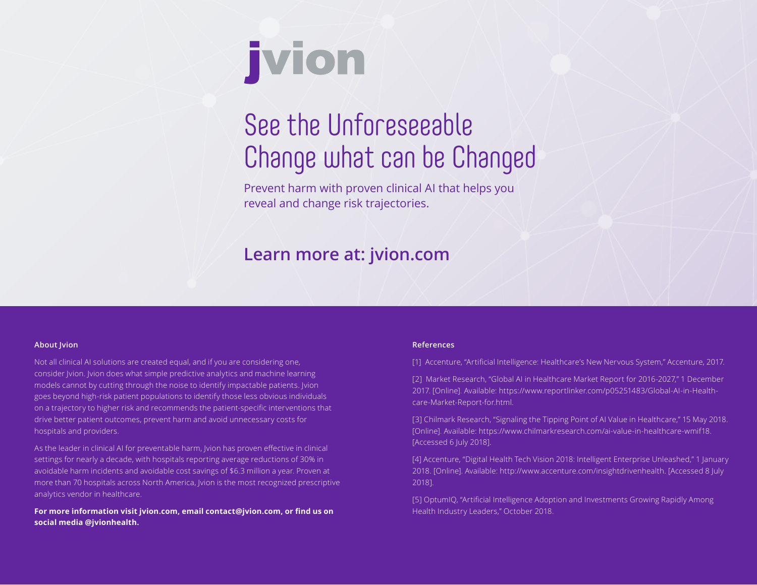# jvion

## See the Unforeseeable
## Change what can be Changed

Prevent harm with proven clinical AI that helps you reveal and change risk trajectories.

**Learn more at: jvion.com**

### About Jvion

Not all clinical AI solutions are created equal, and if you are considering one, consider Jvion. Jvion does what simple predictive analytics and machine learning models cannot by cutting through the noise to identify impactable patients. Jvion goes beyond high-risk patient populations to identify those less obvious individuals on a trajectory to higher risk and recommends the patient-specific interventions that drive better patient outcomes, prevent harm and avoid unnecessary costs for hospitals and providers.

As the leader in clinical AI for preventable harm, Jvion has proven effective in clinical settings for nearly a decade, with hospitals reporting average reductions of 30% in avoidable harm incidents and avoidable cost savings of $6.3 million a year. Proven at more than 70 hospitals across North America, Jvion is the most recognized prescriptive analytics vendor in healthcare.

**For more information visit jvion.com, email contact@jvion.com, or find us on social media @jvionhealth.**

### References

[1] Accenture, "Artificial Intelligence: Healthcare's New Nervous System," Accenture, 2017.

[2] Market Research, "Global AI in Healthcare Market Report for 2016-2027," 1 December 2017. [Online]. Available: https://www.reportlinker.com/p05251483/Global-AI-in-Health-care-Market-Report-for.html.

[3] Chilmark Research, "Signaling the Tipping Point of AI Value in Healthcare," 15 May 2018. [Online]. Available: https://www.chilmarkresearch.com/ai-value-in-healthcare-wmif18. [Accessed 6 July 2018].

[4] Accenture, "Digital Health Tech Vision 2018: Intelligent Enterprise Unleashed," 1 January 2018. [Online]. Available: http://www.accenture.com/insightdrivenhealth. [Accessed 8 July 2018].

[5] OptumIQ, "Artificial Intelligence Adoption and Investments Growing Rapidly Among Health Industry Leaders," October 2018.